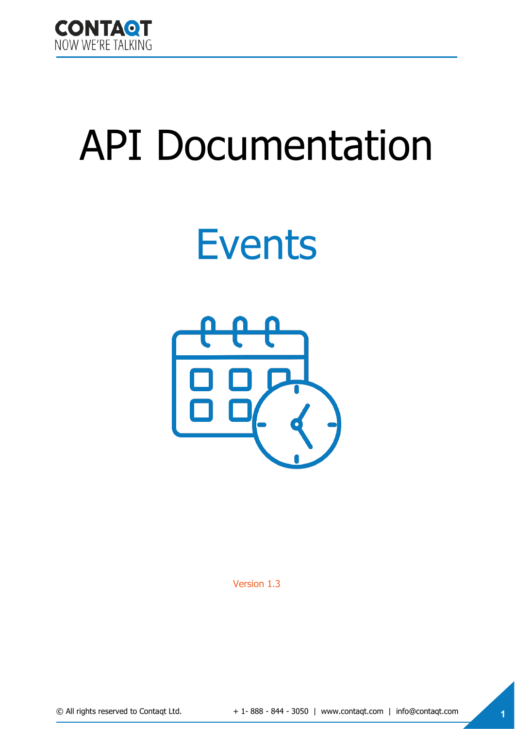# API Documentation

## Events

Version 1.3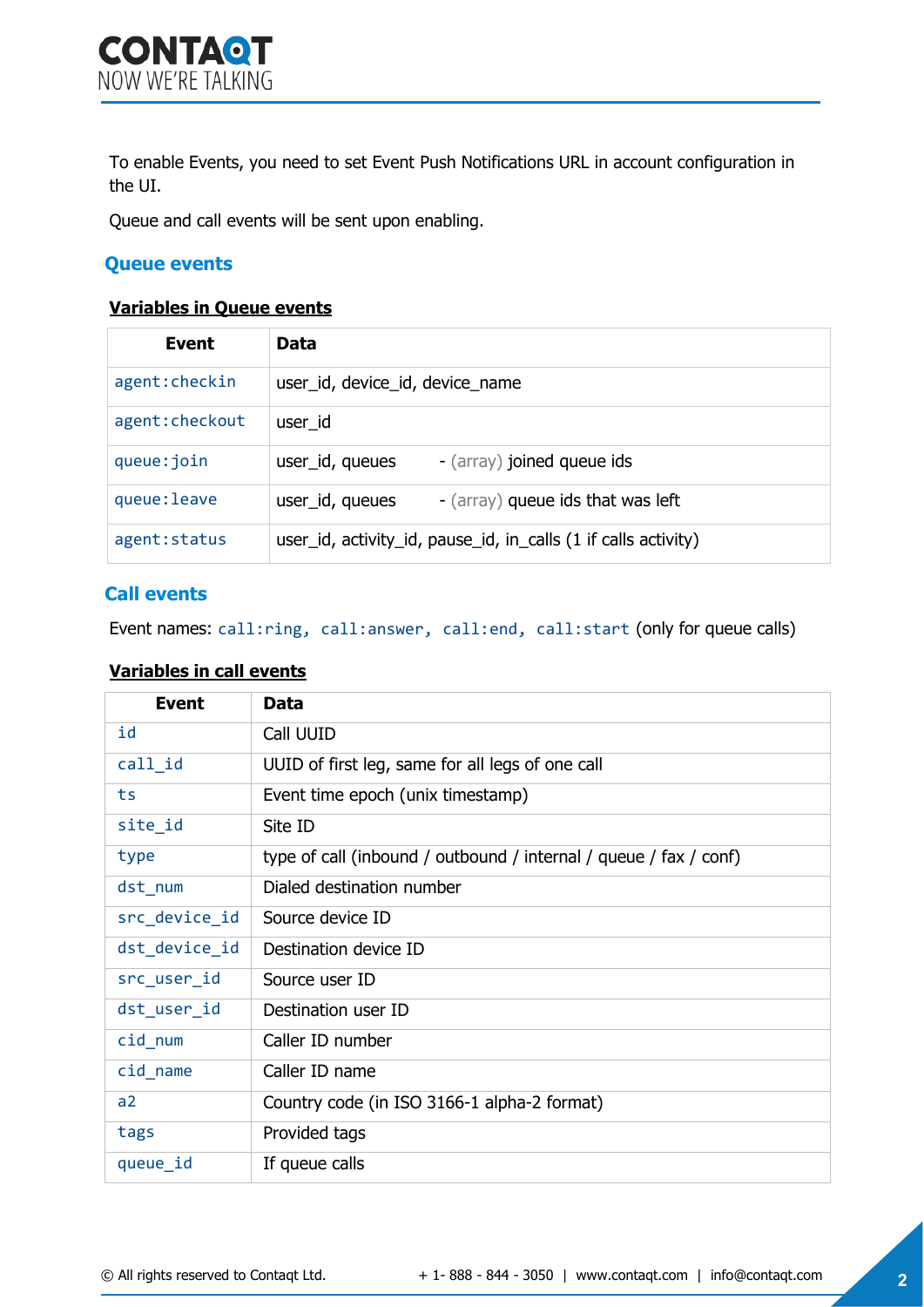To enable Events, you need to set Event Push Notifications URL in account configuration in the UI.

Queue and call events will be sent upon enabling.

## Queue events

**Variables in Queue events**

| Event | Data |
| --- | --- |
| `agent:checkin` | user_id, device_id, device_name |
| `agent:checkout` | user_id |
| `queue:join` | user_id, queues - (array) joined queue ids |
| `queue:leave` | user_id, queues - (array) queue ids that was left |
| `agent:status` | user_id, activity_id, pause_id, in_calls (1 if calls activity) |

## Call events

Event names: `call:ring, call:answer, call:end, call:start` (only for queue calls)

**Variables in call events**

| Event | Data |
| --- | --- |
| `id` | Call UUID |
| `call_id` | UUID of first leg, same for all legs of one call |
| `ts` | Event time epoch (unix timestamp) |
| `site_id` | Site ID |
| `type` | type of call (inbound / outbound / internal / queue / fax / conf) |
| `dst_num` | Dialed destination number |
| `src_device_id` | Source device ID |
| `dst_device_id` | Destination device ID |
| `src_user_id` | Source user ID |
| `dst_user_id` | Destination user ID |
| `cid_num` | Caller ID number |
| `cid_name` | Caller ID name |
| `a2` | Country code (in ISO 3166-1 alpha-2 format) |
| `tags` | Provided tags |
| `queue_id` | If queue calls |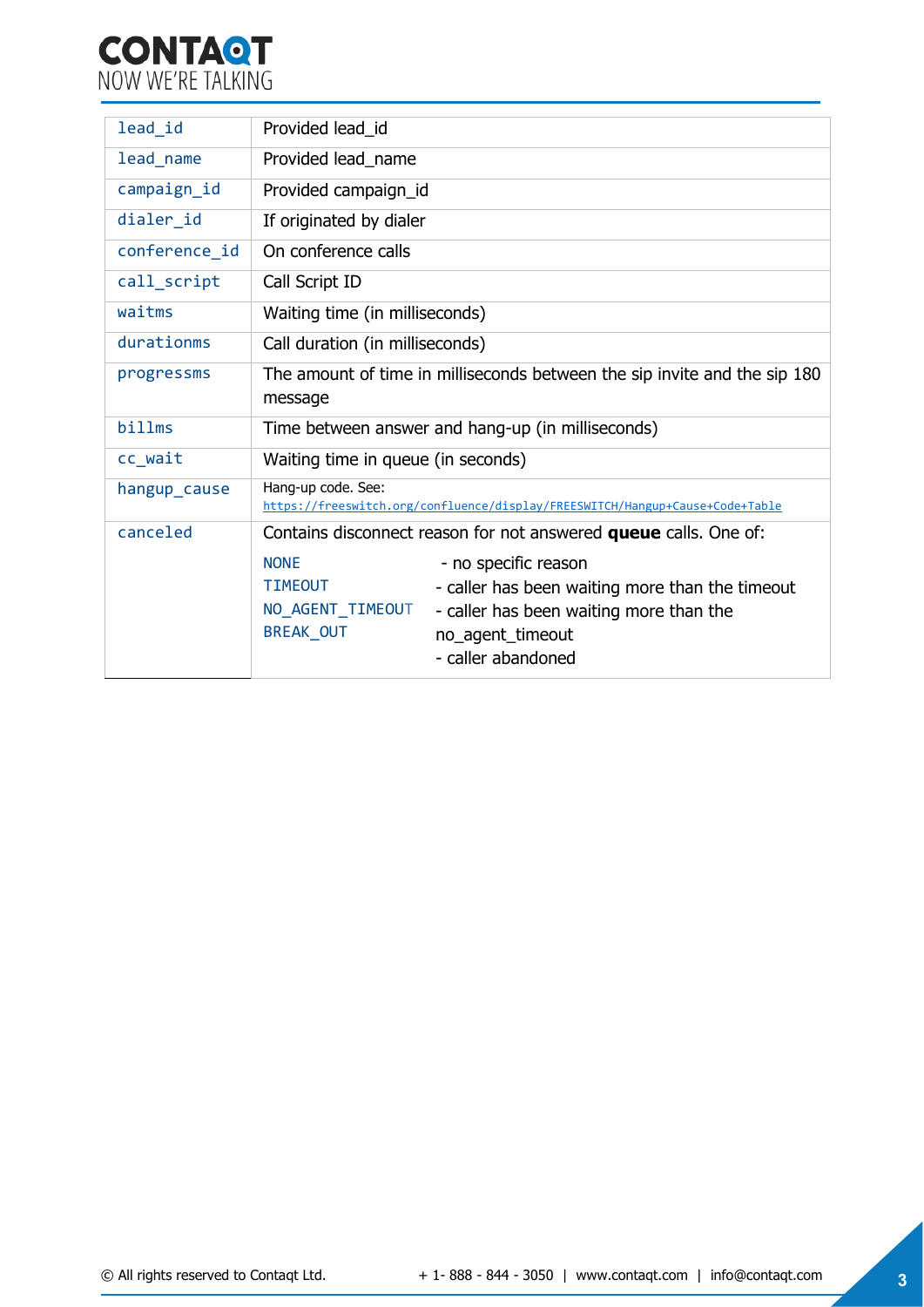| | |
|---|---|
| `lead_id` | Provided lead_id |
| `lead_name` | Provided lead_name |
| `campaign_id` | Provided campaign_id |
| `dialer_id` | If originated by dialer |
| `conference_id` | On conference calls |
| `call_script` | Call Script ID |
| `waitms` | Waiting time (in milliseconds) |
| `durationms` | Call duration (in milliseconds) |
| `progressms` | The amount of time in milliseconds between the sip invite and the sip 180 message |
| `billms` | Time between answer and hang-up (in milliseconds) |
| `cc_wait` | Waiting time in queue (in seconds) |
| `hangup_cause` | Hang-up code. See: https://freeswitch.org/confluence/display/FREESWITCH/Hangup+Cause+Code+Table |
| `canceled` | Contains disconnect reason for not answered **queue** calls. One of:<br>`NONE` - no specific reason<br>`TIMEOUT` - caller has been waiting more than the timeout<br>`NO_AGENT_TIMEOUT` - caller has been waiting more than the no_agent_timeout<br>`BREAK_OUT` - caller abandoned |